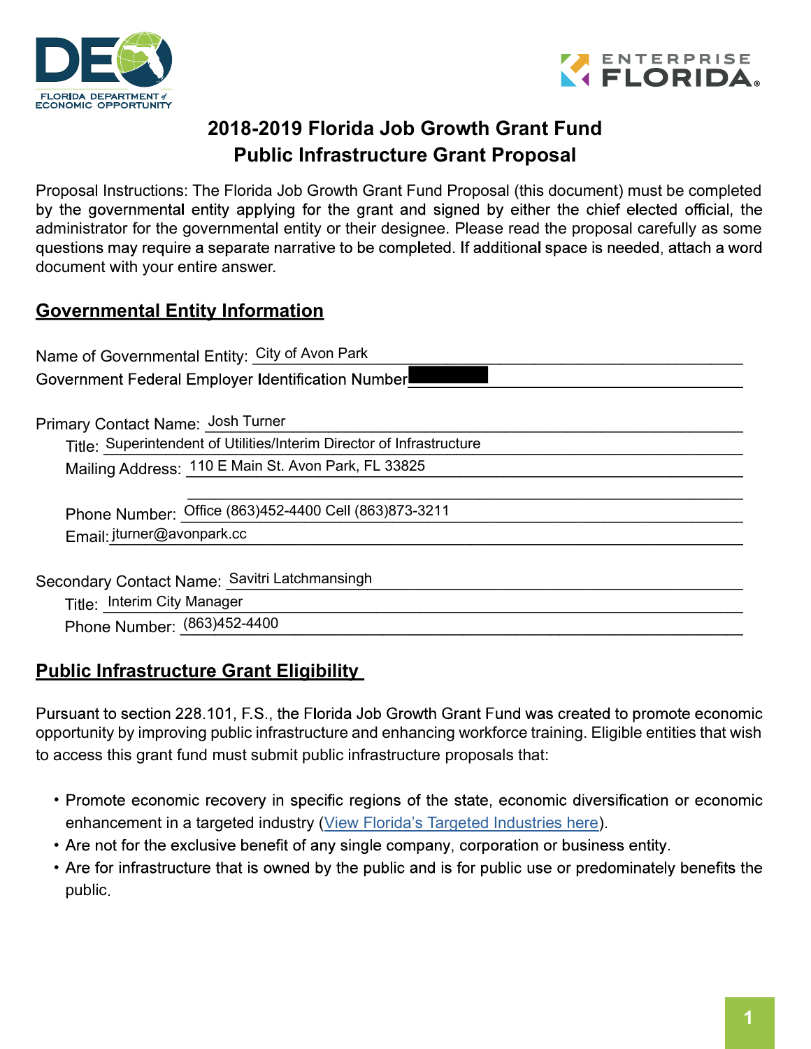# 2018-2019 Florida Job Growth Grant Fund
# Public Infrastructure Grant Proposal

Proposal Instructions: The Florida Job Growth Grant Fund Proposal (this document) must be completed by the governmental entity applying for the grant and signed by either the chief elected official, the administrator for the governmental entity or their designee. Please read the proposal carefully as some questions may require a separate narrative to be completed. If additional space is needed, attach a word document with your entire answer.

## Governmental Entity Information

Name of Governmental Entity: City of Avon Park

Government Federal Employer Identification Number: [REDACTED]

Primary Contact Name: Josh Turner

Title: Superintendent of Utilities/Interim Director of Infrastructure

Mailing Address: 110 E Main St. Avon Park, FL 33825

Phone Number: Office (863)452-4400 Cell (863)873-3211

Email: jturner@avonpark.cc

Secondary Contact Name: Savitri Latchmansingh

Title: Interim City Manager

Phone Number: (863)452-4400

## Public Infrastructure Grant Eligibility

Pursuant to section 228.101, F.S., the Florida Job Growth Grant Fund was created to promote economic opportunity by improving public infrastructure and enhancing workforce training. Eligible entities that wish to access this grant fund must submit public infrastructure proposals that:

- Promote economic recovery in specific regions of the state, economic diversification or economic enhancement in a targeted industry (View Florida's Targeted Industries here).
- Are not for the exclusive benefit of any single company, corporation or business entity.
- Are for infrastructure that is owned by the public and is for public use or predominately benefits the public.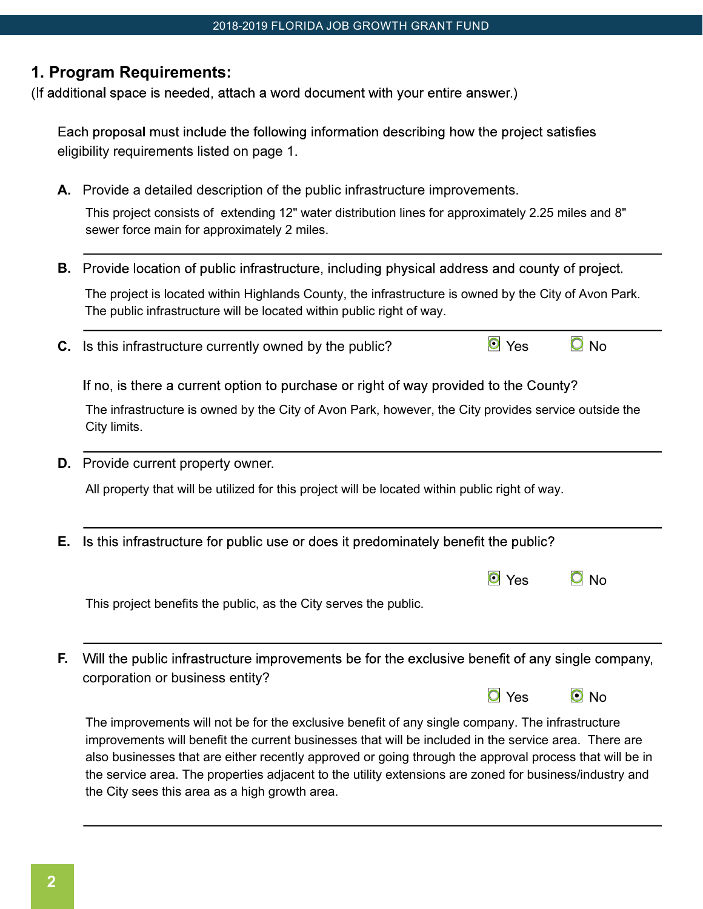## 1. Program Requirements:

(If additional space is needed, attach a word document with your entire answer.)

Each proposal must include the following information describing how the project satisfies eligibility requirements listed on page 1.

**A.** Provide a detailed description of the public infrastructure improvements.

This project consists of extending 12" water distribution lines for approximately 2.25 miles and 8" sewer force main for approximately 2 miles.

---

**B.** Provide location of public infrastructure, including physical address and county of project.

The project is located within Highlands County, the infrastructure is owned by the City of Avon Park. The public infrastructure will be located within public right of way.

---

**C.** Is this infrastructure currently owned by the public? ◉ Yes ○ No

If no, is there a current option to purchase or right of way provided to the County?

The infrastructure is owned by the City of Avon Park, however, the City provides service outside the City limits.

---

**D.** Provide current property owner.

All property that will be utilized for this project will be located within public right of way.

---

**E.** Is this infrastructure for public use or does it predominately benefit the public?

◉ Yes ○ No

This project benefits the public, as the City serves the public.

---

**F.** Will the public infrastructure improvements be for the exclusive benefit of any single company, corporation or business entity?

○ Yes ◉ No

The improvements will not be for the exclusive benefit of any single company. The infrastructure improvements will benefit the current businesses that will be included in the service area. There are also businesses that are either recently approved or going through the approval process that will be in the service area. The properties adjacent to the utility extensions are zoned for business/industry and the City sees this area as a high growth area.

---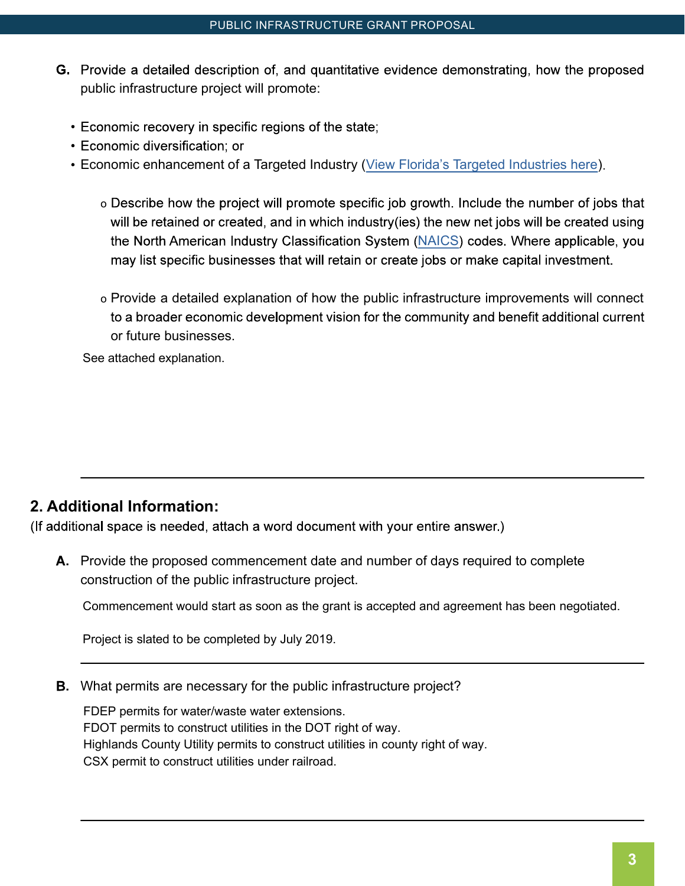**G.** Provide a detailed description of, and quantitative evidence demonstrating, how the proposed public infrastructure project will promote:

- Economic recovery in specific regions of the state;
- Economic diversification; or
- Economic enhancement of a Targeted Industry (View Florida's Targeted Industries here).

    - Describe how the project will promote specific job growth. Include the number of jobs that will be retained or created, and in which industry(ies) the new net jobs will be created using the North American Industry Classification System (NAICS) codes. Where applicable, you may list specific businesses that will retain or create jobs or make capital investment.

    - Provide a detailed explanation of how the public infrastructure improvements will connect to a broader economic development vision for the community and benefit additional current or future businesses.

See attached explanation.

---

## 2. Additional Information:

(If additional space is needed, attach a word document with your entire answer.)

**A.** Provide the proposed commencement date and number of days required to complete construction of the public infrastructure project.

Commencement would start as soon as the grant is accepted and agreement has been negotiated.

Project is slated to be completed by July 2019.

---

**B.** What permits are necessary for the public infrastructure project?

FDEP permits for water/waste water extensions.
FDOT permits to construct utilities in the DOT right of way.
Highlands County Utility permits to construct utilities in county right of way.
CSX permit to construct utilities under railroad.

---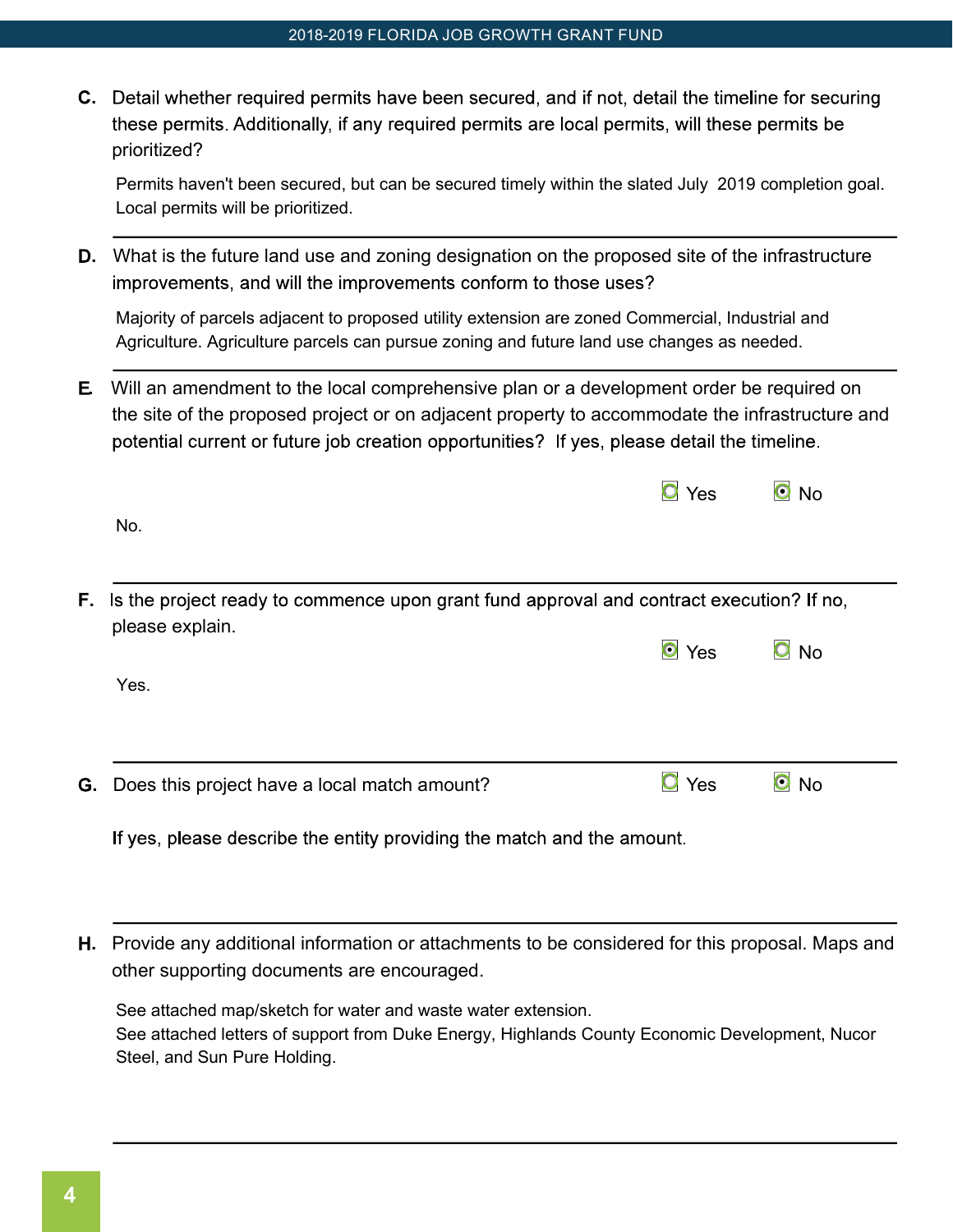**C.** Detail whether required permits have been secured, and if not, detail the timeline for securing these permits. Additionally, if any required permits are local permits, will these permits be prioritized?

Permits haven't been secured, but can be secured timely within the slated July 2019 completion goal. Local permits will be prioritized.

---

**D.** What is the future land use and zoning designation on the proposed site of the infrastructure improvements, and will the improvements conform to those uses?

Majority of parcels adjacent to proposed utility extension are zoned Commercial, Industrial and Agriculture. Agriculture parcels can pursue zoning and future land use changes as needed.

---

**E.** Will an amendment to the local comprehensive plan or a development order be required on the site of the proposed project or on adjacent property to accommodate the infrastructure and potential current or future job creation opportunities? If yes, please detail the timeline.

○ Yes ◉ No

No.

---

**F.** Is the project ready to commence upon grant fund approval and contract execution? If no, please explain.

◉ Yes ○ No

Yes.

---

**G.** Does this project have a local match amount?

○ Yes ◉ No

If yes, please describe the entity providing the match and the amount.

---

**H.** Provide any additional information or attachments to be considered for this proposal. Maps and other supporting documents are encouraged.

See attached map/sketch for water and waste water extension.
See attached letters of support from Duke Energy, Highlands County Economic Development, Nucor Steel, and Sun Pure Holding.

---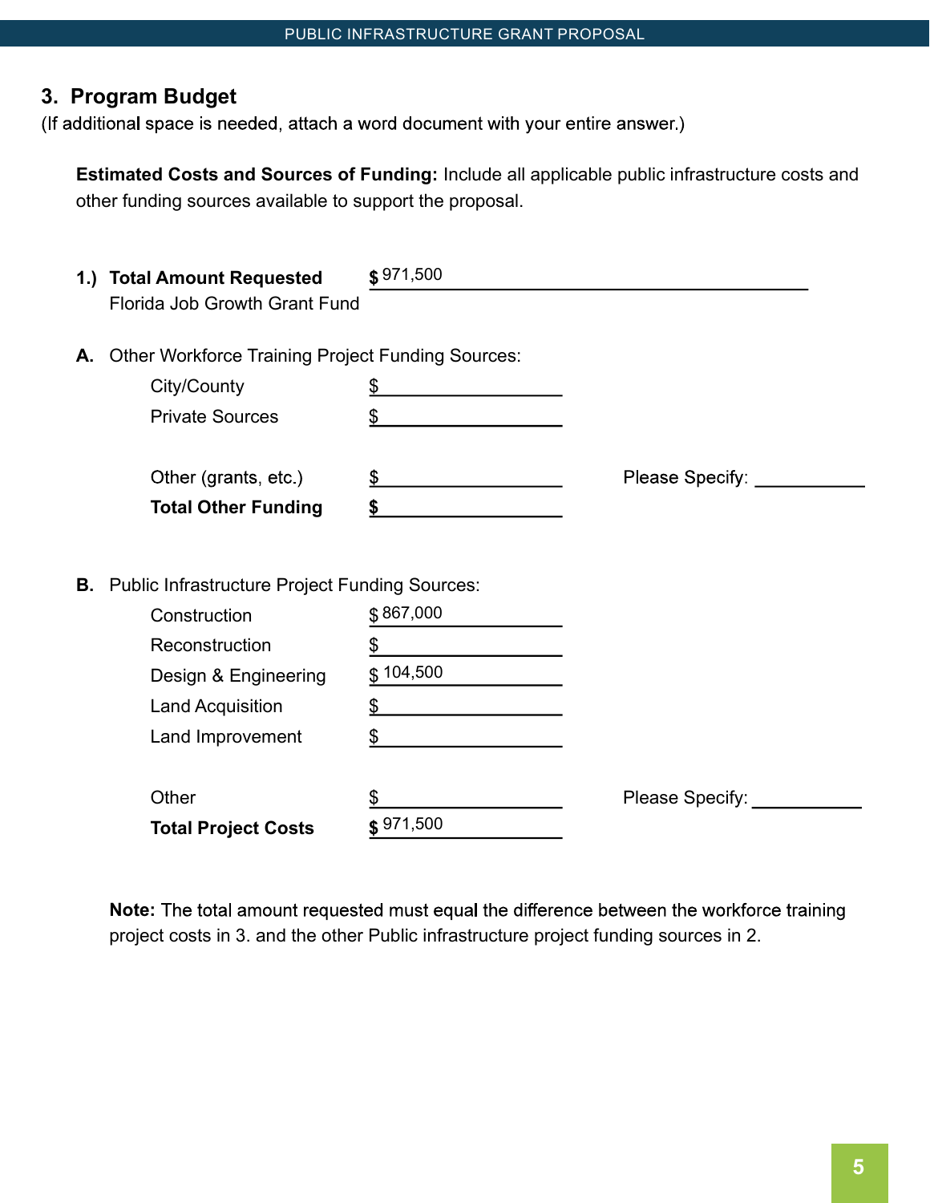## 3. Program Budget

(If additional space is needed, attach a word document with your entire answer.)

**Estimated Costs and Sources of Funding:** Include all applicable public infrastructure costs and other funding sources available to support the proposal.

**1.) Total Amount Requested** Florida Job Growth Grant Fund **$** 971,500

**A.** Other Workforce Training Project Funding Sources:

| | | |
|---|---|---|
| City/County | $ | |
| Private Sources | $ | |
| Other (grants, etc.) | $ | Please Specify: |
| **Total Other Funding** | **$** | |

**B.** Public Infrastructure Project Funding Sources:

| | | |
|---|---|---|
| Construction | $ 867,000 | |
| Reconstruction | $ | |
| Design & Engineering | $ 104,500 | |
| Land Acquisition | $ | |
| Land Improvement | $ | |
| Other | $ | Please Specify: |
| **Total Project Costs** | **$** 971,500 | |

**Note:** The total amount requested must equal the difference between the workforce training project costs in 3. and the other Public infrastructure project funding sources in 2.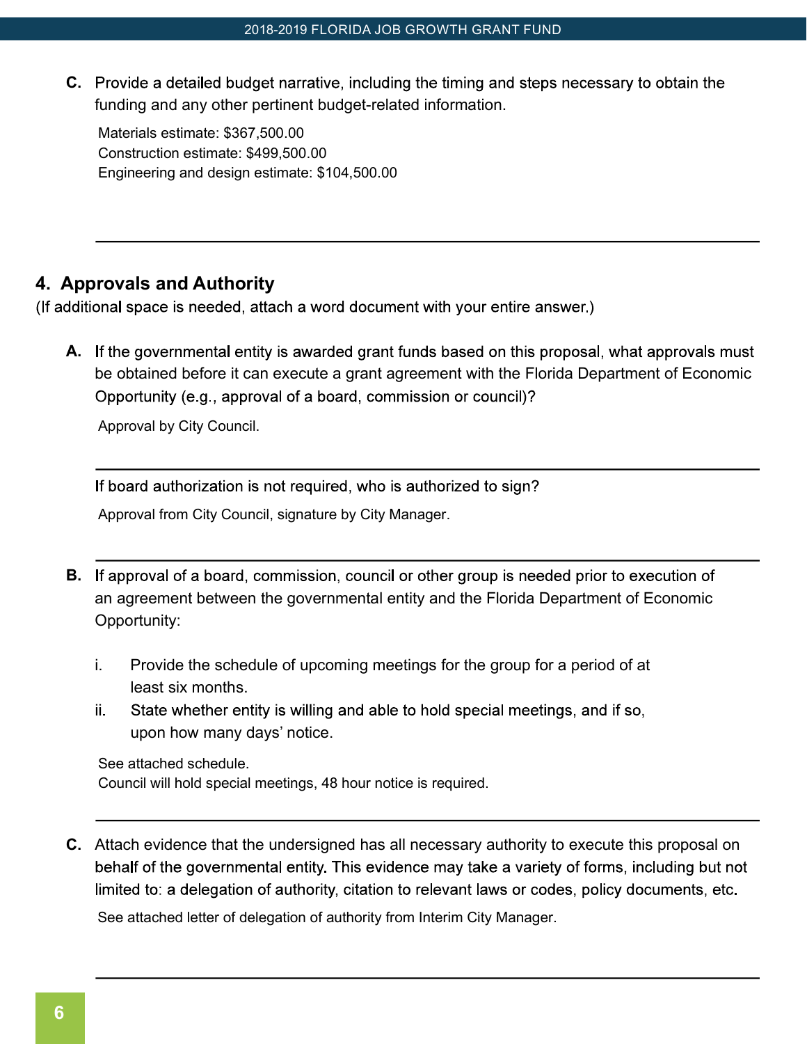**C.** Provide a detailed budget narrative, including the timing and steps necessary to obtain the funding and any other pertinent budget-related information.

Materials estimate: $367,500.00
Construction estimate: $499,500.00
Engineering and design estimate: $104,500.00

---

## 4. Approvals and Authority

(If additional space is needed, attach a word document with your entire answer.)

**A.** If the governmental entity is awarded grant funds based on this proposal, what approvals must be obtained before it can execute a grant agreement with the Florida Department of Economic Opportunity (e.g., approval of a board, commission or council)?

Approval by City Council.

---

If board authorization is not required, who is authorized to sign?

Approval from City Council, signature by City Manager.

---

**B.** If approval of a board, commission, council or other group is needed prior to execution of an agreement between the governmental entity and the Florida Department of Economic Opportunity:

i. Provide the schedule of upcoming meetings for the group for a period of at least six months.

ii. State whether entity is willing and able to hold special meetings, and if so, upon how many days' notice.

See attached schedule.
Council will hold special meetings, 48 hour notice is required.

---

**C.** Attach evidence that the undersigned has all necessary authority to execute this proposal on behalf of the governmental entity. This evidence may take a variety of forms, including but not limited to: a delegation of authority, citation to relevant laws or codes, policy documents, etc.

See attached letter of delegation of authority from Interim City Manager.

---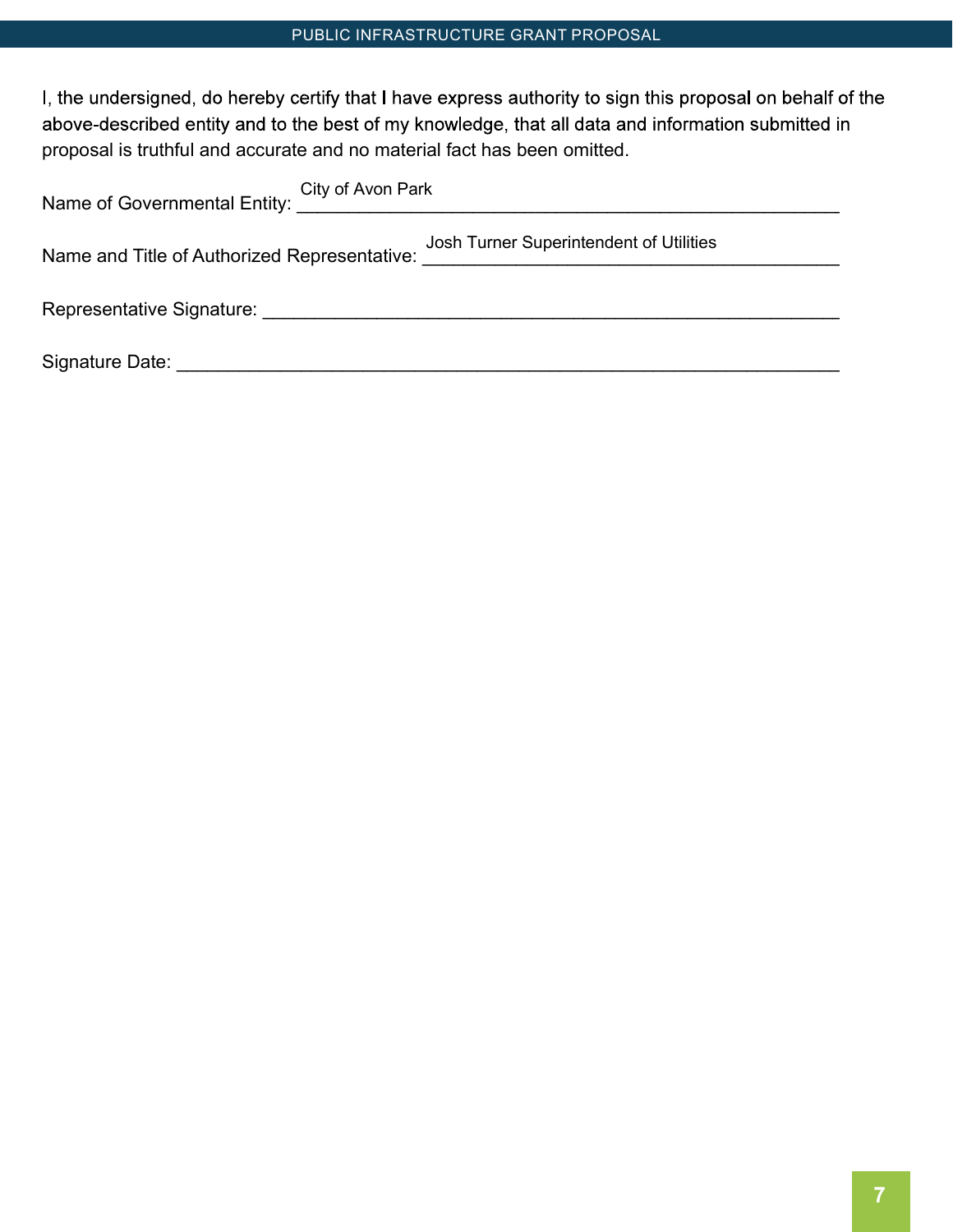I, the undersigned, do hereby certify that I have express authority to sign this proposal on behalf of the above-described entity and to the best of my knowledge, that all data and information submitted in proposal is truthful and accurate and no material fact has been omitted.

Name of Governmental Entity: City of Avon Park

Name and Title of Authorized Representative: Josh Turner Superintendent of Utilities

Representative Signature: ___________________________________________

Signature Date: ___________________________________________